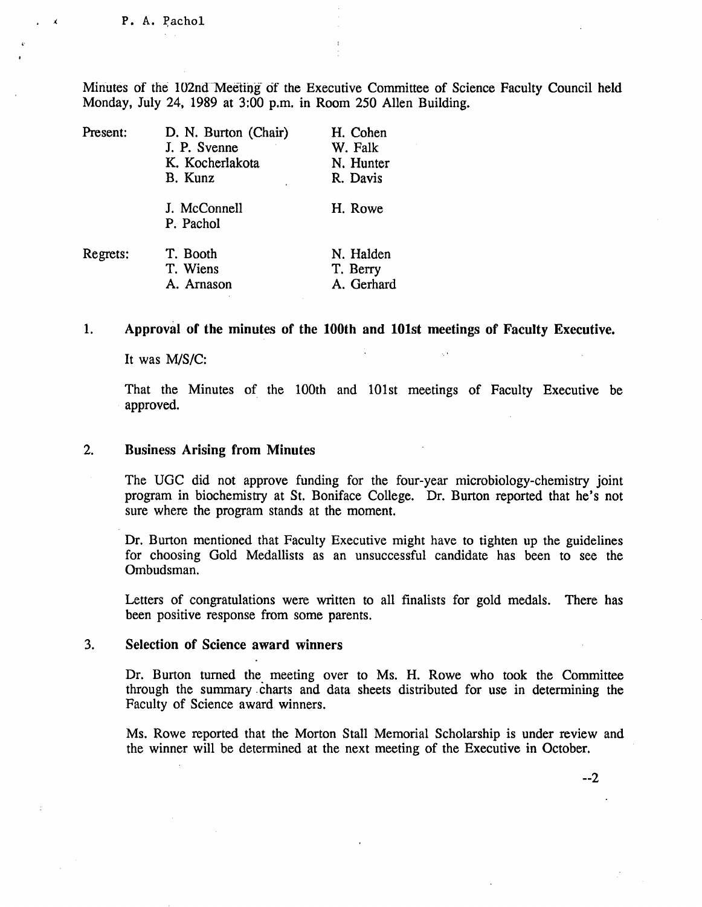P. A. Pachol

Minutes of the 102nd Meeting of the Executive Committee of Science Faculty Council held Monday, July 24, 1989 at 3:00 p.m. in Room 250 Allen Building.

| | | |
|---|---|---|
| Present: | D. N. Burton (Chair) | H. Cohen |
| | J. P. Svenne | W. Falk |
| | K. Kocherlakota | N. Hunter |
| | B. Kunz | R. Davis |
| | J. McConnell | H. Rowe |
| | P. Pachol | |
| Regrets: | T. Booth | N. Halden |
| | T. Wiens | T. Berry |
| | A. Arnason | A. Gerhard |

1. **Approval of the minutes of the 100th and 101st meetings of Faculty Executive.**

   It was M/S/C:

   That the Minutes of the 100th and 101st meetings of Faculty Executive be approved.

2. **Business Arising from Minutes**

   The UGC did not approve funding for the four-year microbiology-chemistry joint program in biochemistry at St. Boniface College. Dr. Burton reported that he's not sure where the program stands at the moment.

   Dr. Burton mentioned that Faculty Executive might have to tighten up the guidelines for choosing Gold Medallists as an unsuccessful candidate has been to see the Ombudsman.

   Letters of congratulations were written to all finalists for gold medals. There has been positive response from some parents.

3. **Selection of Science award winners**

   Dr. Burton turned the meeting over to Ms. H. Rowe who took the Committee through the summary charts and data sheets distributed for use in determining the Faculty of Science award winners.

   Ms. Rowe reported that the Morton Stall Memorial Scholarship is under review and the winner will be determined at the next meeting of the Executive in October.

--2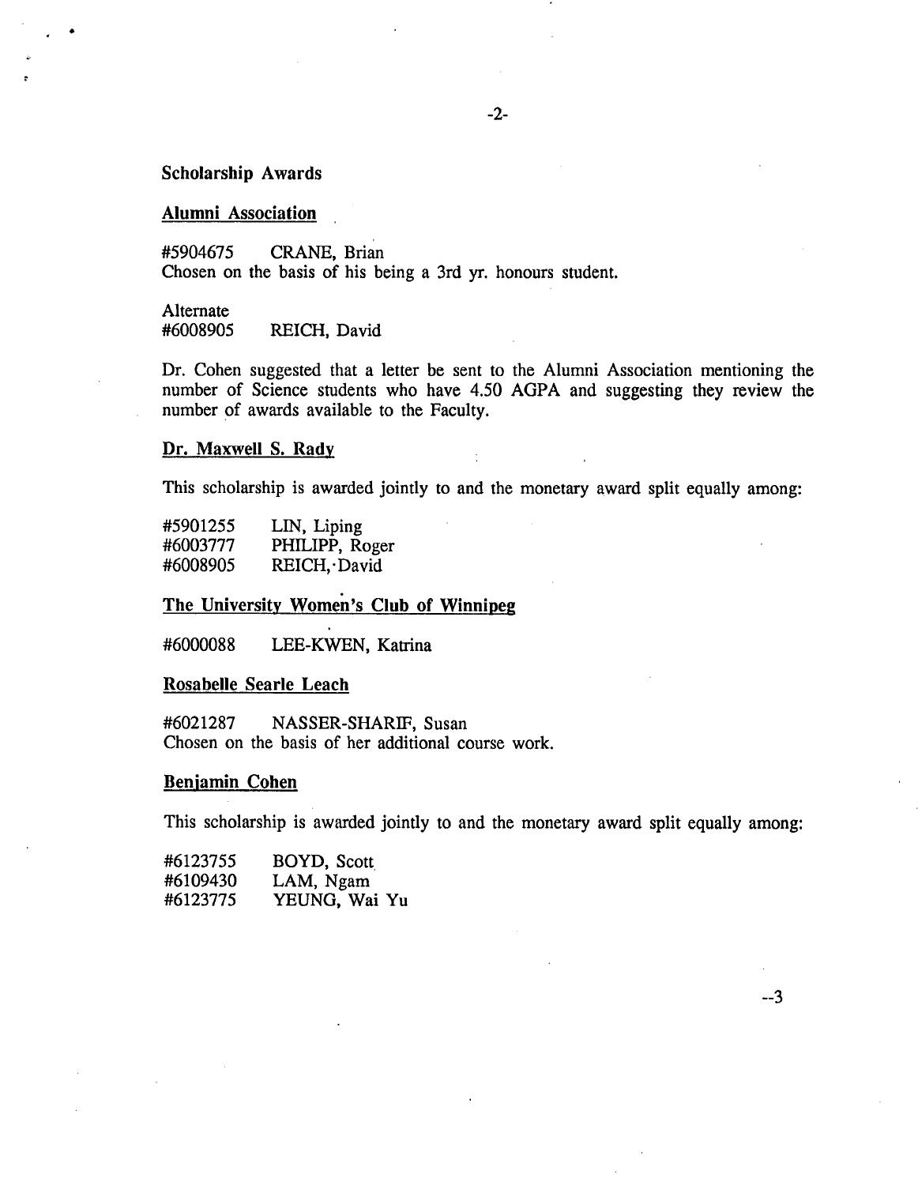## Scholarship Awards

### Alumni Association

#5904675 CRANE, Brian
Chosen on the basis of his being a 3rd yr. honours student.

Alternate
#6008905 REICH, David

Dr. Cohen suggested that a letter be sent to the Alumni Association mentioning the number of Science students who have 4.50 AGPA and suggesting they review the number of awards available to the Faculty.

### Dr. Maxwell S. Rady

This scholarship is awarded jointly to and the monetary award split equally among:

#5901255 LIN, Liping
#6003777 PHILIPP, Roger
#6008905 REICH, David

### The University Women's Club of Winnipeg

#6000088 LEE-KWEN, Katrina

### Rosabelle Searle Leach

#6021287 NASSER-SHARIF, Susan
Chosen on the basis of her additional course work.

### Benjamin Cohen

This scholarship is awarded jointly to and the monetary award split equally among:

#6123755 BOYD, Scott
#6109430 LAM, Ngam
#6123775 YEUNG, Wai Yu

--3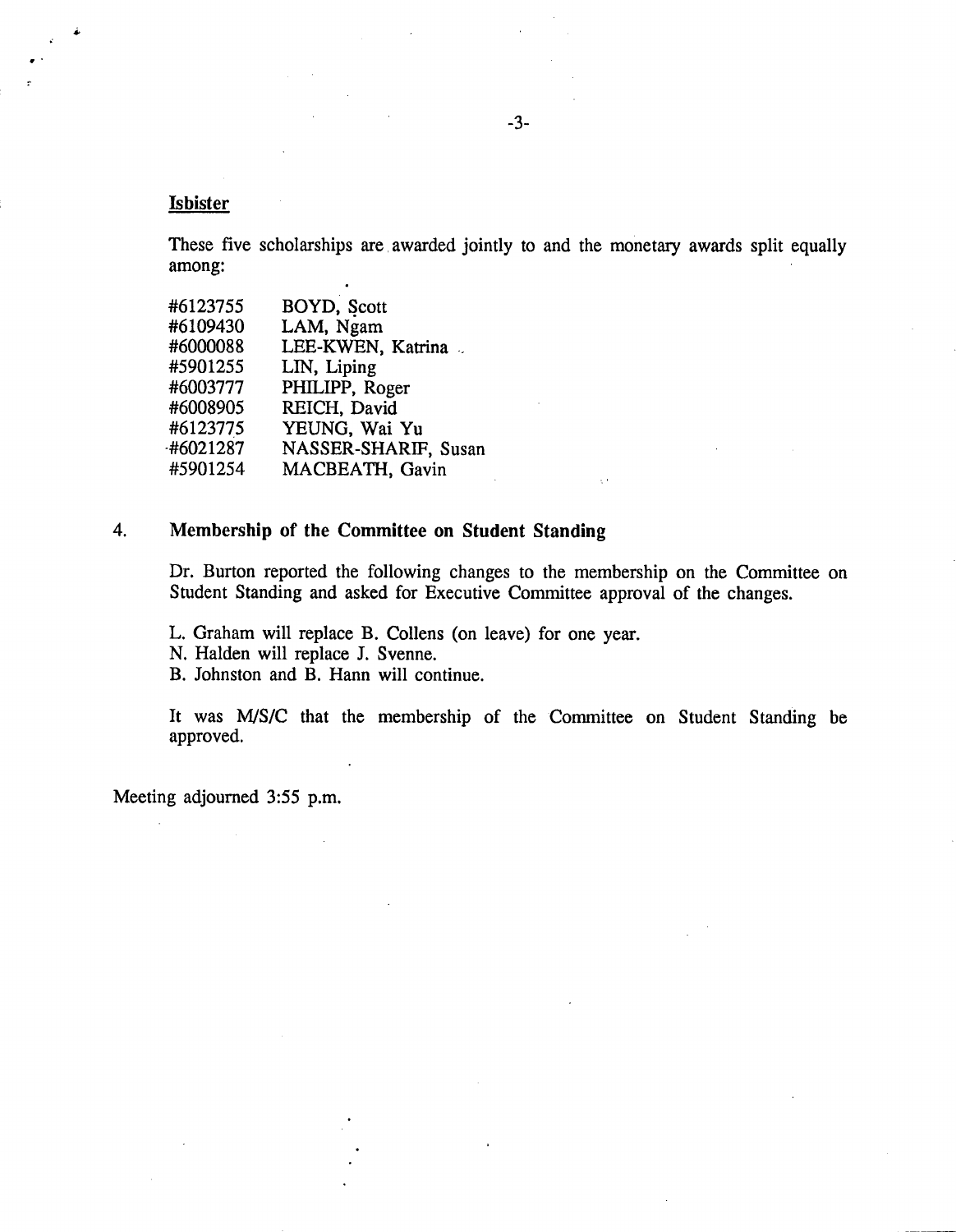**Isbister**

These five scholarships are awarded jointly to and the monetary awards split equally among:

| | |
|---|---|
| #6123755 | BOYD, Scott |
| #6109430 | LAM, Ngam |
| #6000088 | LEE-KWEN, Katrina |
| #5901255 | LIN, Liping |
| #6003777 | PHILIPP, Roger |
| #6008905 | REICH, David |
| #6123775 | YEUNG, Wai Yu |
| #6021287 | NASSER-SHARIF, Susan |
| #5901254 | MACBEATH, Gavin |

4. **Membership of the Committee on Student Standing**

Dr. Burton reported the following changes to the membership on the Committee on Student Standing and asked for Executive Committee approval of the changes.

L. Graham will replace B. Collens (on leave) for one year.
N. Halden will replace J. Svenne.
B. Johnston and B. Hann will continue.

It was M/S/C that the membership of the Committee on Student Standing be approved.

Meeting adjourned 3:55 p.m.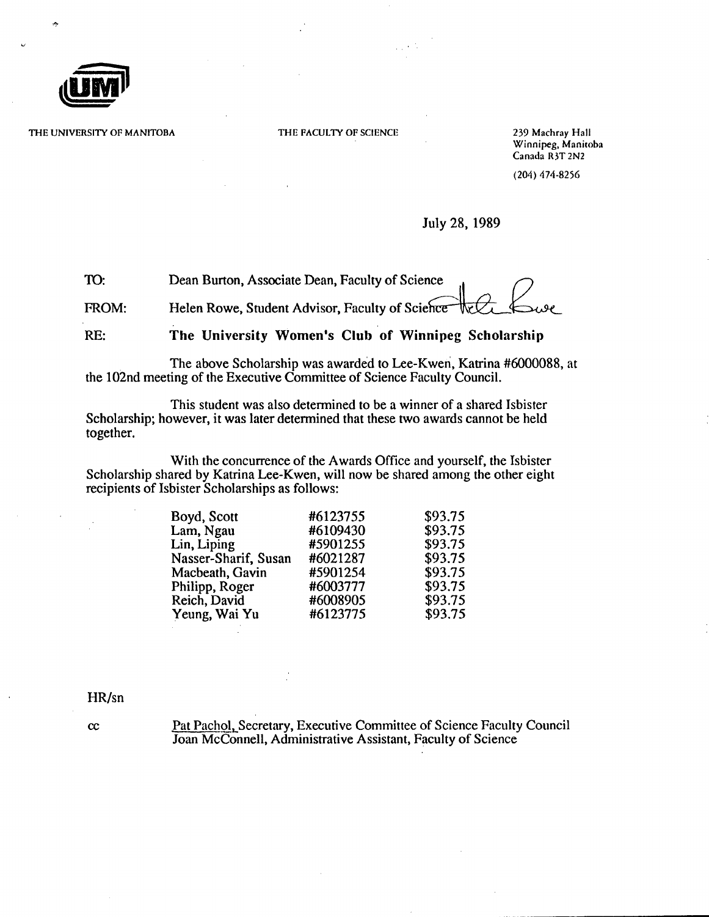THE UNIVERSITY OF MANITOBA

THE FACULTY OF SCIENCE

239 Machray Hall
Winnipeg, Manitoba
Canada R3T 2N2

(204) 474-8256

July 28, 1989

TO: Dean Burton, Associate Dean, Faculty of Science

FROM: Helen Rowe, Student Advisor, Faculty of Science

RE: **The University Women's Club of Winnipeg Scholarship**

The above Scholarship was awarded to Lee-Kwen, Katrina #6000088, at the 102nd meeting of the Executive Committee of Science Faculty Council.

This student was also determined to be a winner of a shared Isbister Scholarship; however, it was later determined that these two awards cannot be held together.

With the concurrence of the Awards Office and yourself, the Isbister Scholarship shared by Katrina Lee-Kwen, will now be shared among the other eight recipients of Isbister Scholarships as follows:

| | | |
|---|---|---|
| Boyd, Scott | #6123755 | $93.75 |
| Lam, Ngau | #6109430 | $93.75 |
| Lin, Liping | #5901255 | $93.75 |
| Nasser-Sharif, Susan | #6021287 | $93.75 |
| Macbeath, Gavin | #5901254 | $93.75 |
| Philipp, Roger | #6003777 | $93.75 |
| Reich, David | #6008905 | $93.75 |
| Yeung, Wai Yu | #6123775 | $93.75 |

HR/sn

cc Pat Pachol, Secretary, Executive Committee of Science Faculty Council
Joan McConnell, Administrative Assistant, Faculty of Science